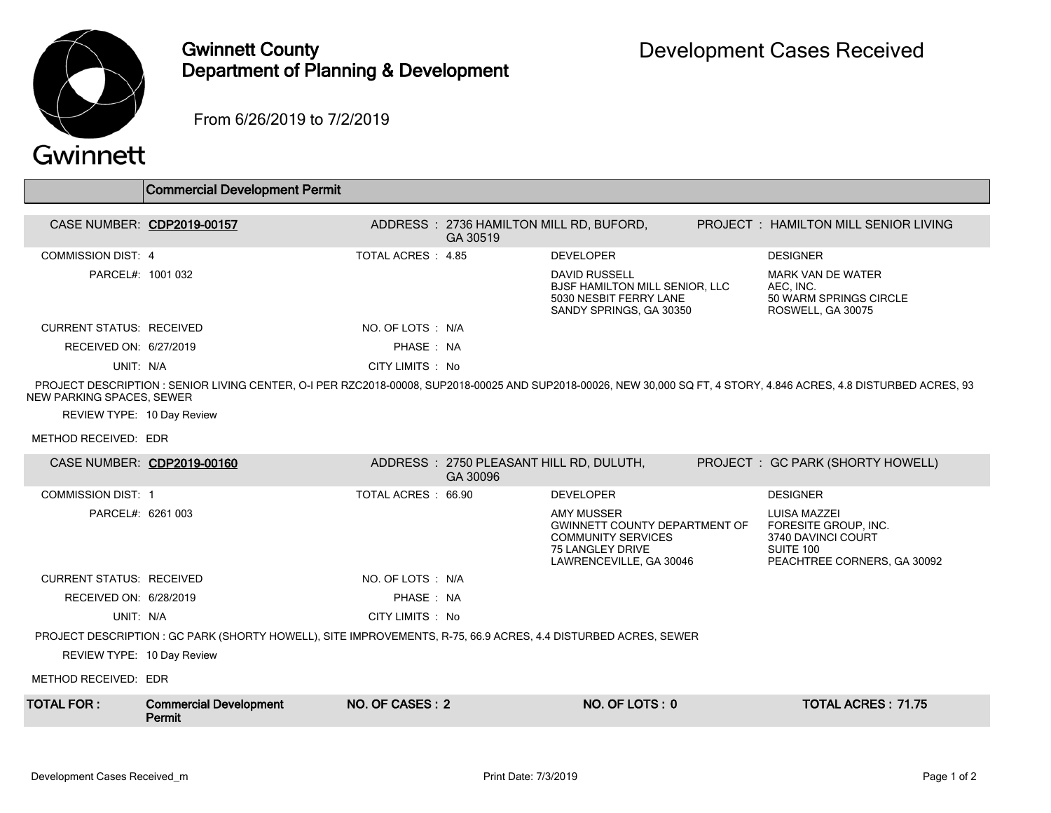# Gwinnett County Department of Planning & Development

## Development Cases Received

From 6/26/2019 to 7/2/2019

### Commercial Development Permit

**CASE NUMBER:** CDP2019-00157
**ADDRESS:** 2736 HAMILTON MILL RD, BUFORD, GA 30519
**PROJECT:** HAMILTON MILL SENIOR LIVING

COMMISSION DIST: 4
TOTAL ACRES: 4.85
PARCEL#: 1001 032

**DEVELOPER**
DAVID RUSSELL
BJSF HAMILTON MILL SENIOR, LLC
5030 NESBIT FERRY LANE
SANDY SPRINGS, GA 30350

**DESIGNER**
MARK VAN DE WATER
AEC, INC.
50 WARM SPRINGS CIRCLE
ROSWELL, GA 30075

CURRENT STATUS: RECEIVED
NO. OF LOTS: N/A
RECEIVED ON: 6/27/2019
PHASE: NA
UNIT: N/A
CITY LIMITS: No

PROJECT DESCRIPTION: SENIOR LIVING CENTER, O-I PER RZC2018-00008, SUP2018-00025 AND SUP2018-00026, NEW 30,000 SQ FT, 4 STORY, 4.846 ACRES, 4.8 DISTURBED ACRES, 93 NEW PARKING SPACES, SEWER

REVIEW TYPE: 10 Day Review

METHOD RECEIVED: EDR

---

**CASE NUMBER:** CDP2019-00160
**ADDRESS:** 2750 PLEASANT HILL RD, DULUTH, GA 30096
**PROJECT:** GC PARK (SHORTY HOWELL)

COMMISSION DIST: 1
TOTAL ACRES: 66.90
PARCEL#: 6261 003

**DEVELOPER**
AMY MUSSER
GWINNETT COUNTY DEPARTMENT OF COMMUNITY SERVICES
75 LANGLEY DRIVE
LAWRENCEVILLE, GA 30046

**DESIGNER**
LUISA MAZZEI
FORESITE GROUP, INC.
3740 DAVINCI COURT
SUITE 100
PEACHTREE CORNERS, GA 30092

CURRENT STATUS: RECEIVED
NO. OF LOTS: N/A
RECEIVED ON: 6/28/2019
PHASE: NA
UNIT: N/A
CITY LIMITS: No

PROJECT DESCRIPTION: GC PARK (SHORTY HOWELL), SITE IMPROVEMENTS, R-75, 66.9 ACRES, 4.4 DISTURBED ACRES, SEWER

REVIEW TYPE: 10 Day Review

METHOD RECEIVED: EDR

---

| TOTAL FOR: | NO. OF CASES | NO. OF LOTS | TOTAL ACRES |
|---|---|---|---|
| **Commercial Development Permit** | **2** | **0** | **71.75** |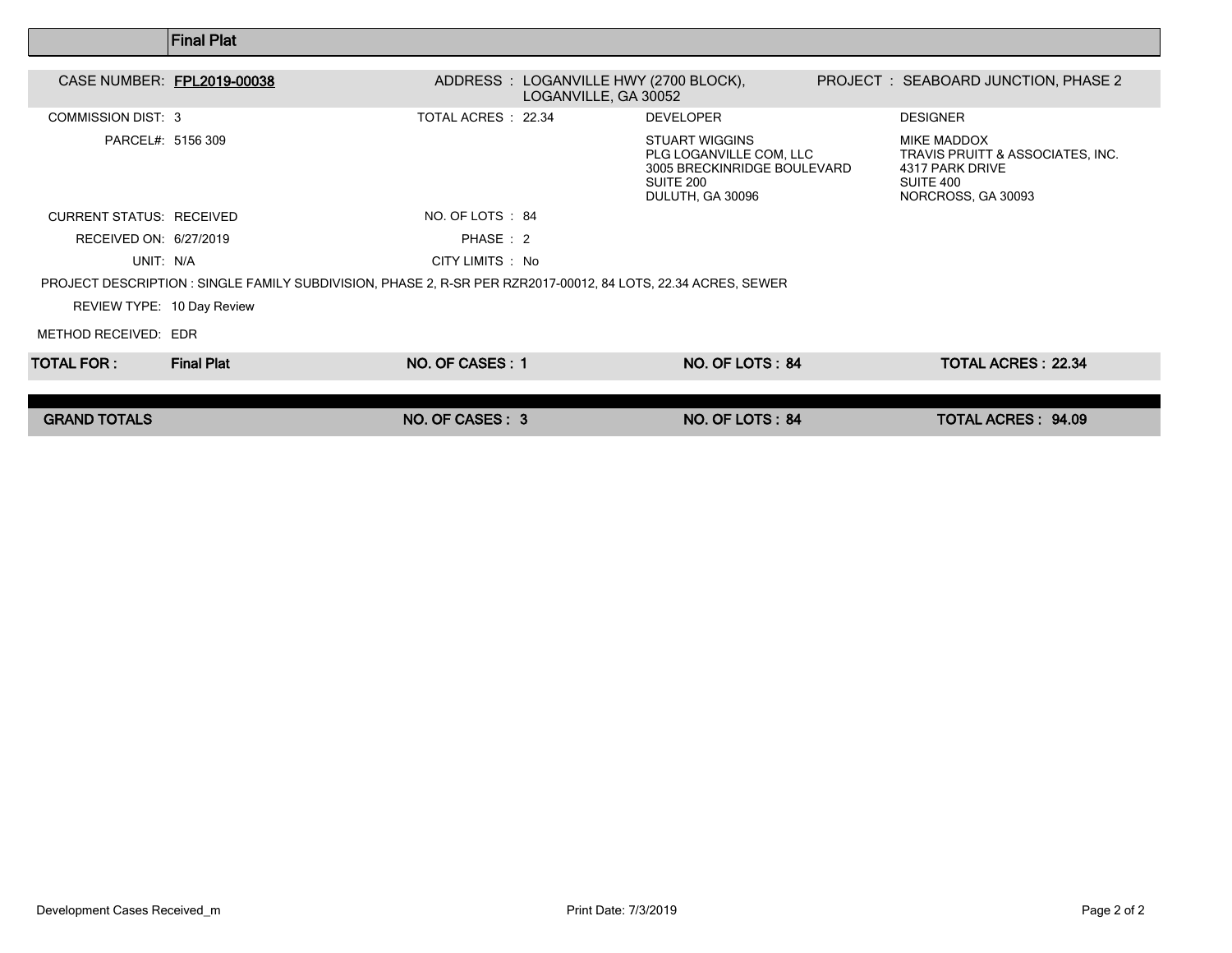## Final Plat

| | | | |
|---|---|---|---|
| CASE NUMBER: **FPL2019-00038** | ADDRESS : LOGANVILLE HWY (2700 BLOCK), LOGANVILLE, GA 30052 | | PROJECT : SEABOARD JUNCTION, PHASE 2 |
| COMMISSION DIST: 3 | TOTAL ACRES : 22.34 | DEVELOPER | DESIGNER |
| PARCEL#: 5156 309 | | STUART WIGGINS<br>PLG LOGANVILLE COM, LLC<br>3005 BRECKINRIDGE BOULEVARD<br>SUITE 200<br>DULUTH, GA 30096 | MIKE MADDOX<br>TRAVIS PRUITT & ASSOCIATES, INC.<br>4317 PARK DRIVE<br>SUITE 400<br>NORCROSS, GA 30093 |
| CURRENT STATUS: RECEIVED | NO. OF LOTS : 84 | | |
| RECEIVED ON: 6/27/2019 | PHASE : 2 | | |
| UNIT: N/A | CITY LIMITS : No | | |

PROJECT DESCRIPTION : SINGLE FAMILY SUBDIVISION, PHASE 2, R-SR PER RZR2017-00012, 84 LOTS, 22.34 ACRES, SEWER

REVIEW TYPE: 10 Day Review

METHOD RECEIVED: EDR

| **TOTAL FOR :** | **Final Plat** | **NO. OF CASES : 1** | **NO. OF LOTS : 84** | **TOTAL ACRES : 22.34** |
|---|---|---|---|---|

| **GRAND TOTALS** | **NO. OF CASES : 3** | **NO. OF LOTS : 84** | **TOTAL ACRES : 94.09** |
|---|---|---|---|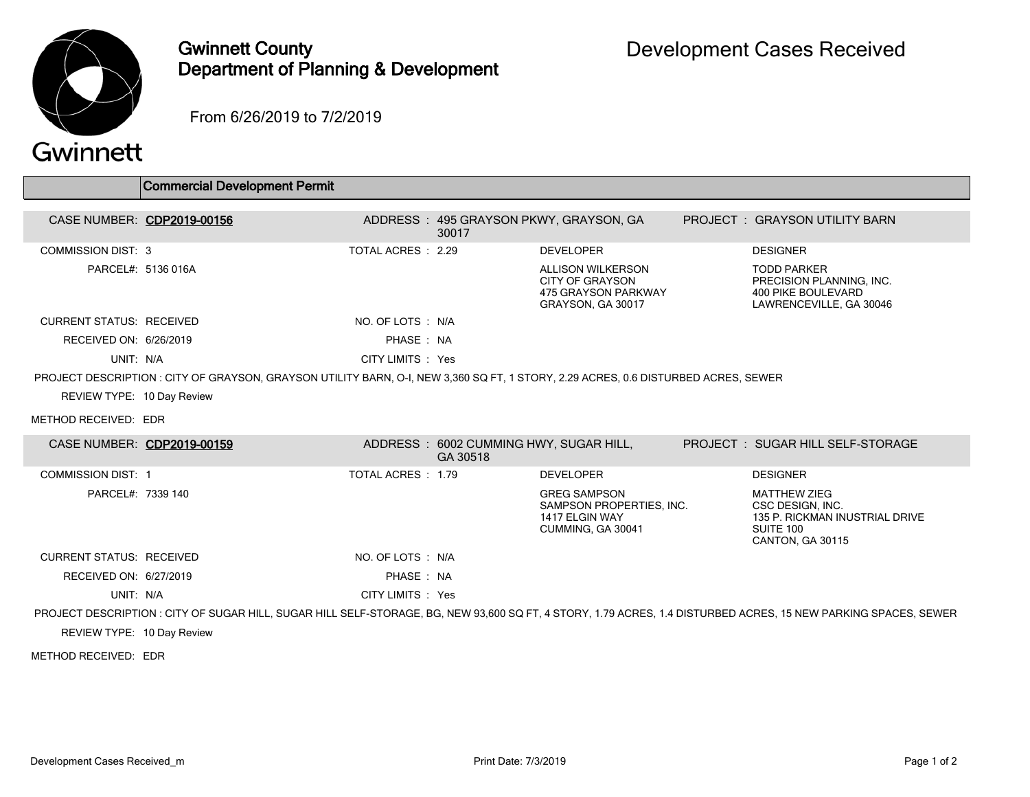# Gwinnett County Department of Planning & Development

## Development Cases Received

From 6/26/2019 to 7/2/2019

### Commercial Development Permit

**CASE NUMBER:** CDP2019-00156
**ADDRESS:** 495 GRAYSON PKWY, GRAYSON, GA 30017
**PROJECT:** GRAYSON UTILITY BARN

COMMISSION DIST: 3
TOTAL ACRES: 2.29
PARCEL#: 5136 016A

**DEVELOPER**
ALLISON WILKERSON
CITY OF GRAYSON
475 GRAYSON PARKWAY
GRAYSON, GA 30017

**DESIGNER**
TODD PARKER
PRECISION PLANNING, INC.
400 PIKE BOULEVARD
LAWRENCEVILLE, GA 30046

CURRENT STATUS: RECEIVED
NO. OF LOTS: N/A
RECEIVED ON: 6/26/2019
PHASE: NA
UNIT: N/A
CITY LIMITS: Yes

PROJECT DESCRIPTION: CITY OF GRAYSON, GRAYSON UTILITY BARN, O-I, NEW 3,360 SQ FT, 1 STORY, 2.29 ACRES, 0.6 DISTURBED ACRES, SEWER

REVIEW TYPE: 10 Day Review

METHOD RECEIVED: EDR

---

**CASE NUMBER:** CDP2019-00159
**ADDRESS:** 6002 CUMMING HWY, SUGAR HILL, GA 30518
**PROJECT:** SUGAR HILL SELF-STORAGE

COMMISSION DIST: 1
TOTAL ACRES: 1.79
PARCEL#: 7339 140

**DEVELOPER**
GREG SAMPSON
SAMPSON PROPERTIES, INC.
1417 ELGIN WAY
CUMMING, GA 30041

**DESIGNER**
MATTHEW ZIEG
CSC DESIGN, INC.
135 P. RICKMAN INUSTRIAL DRIVE
SUITE 100
CANTON, GA 30115

CURRENT STATUS: RECEIVED
NO. OF LOTS: N/A
RECEIVED ON: 6/27/2019
PHASE: NA
UNIT: N/A
CITY LIMITS: Yes

PROJECT DESCRIPTION: CITY OF SUGAR HILL, SUGAR HILL SELF-STORAGE, BG, NEW 93,600 SQ FT, 4 STORY, 1.79 ACRES, 1.4 DISTURBED ACRES, 15 NEW PARKING SPACES, SEWER

REVIEW TYPE: 10 Day Review

METHOD RECEIVED: EDR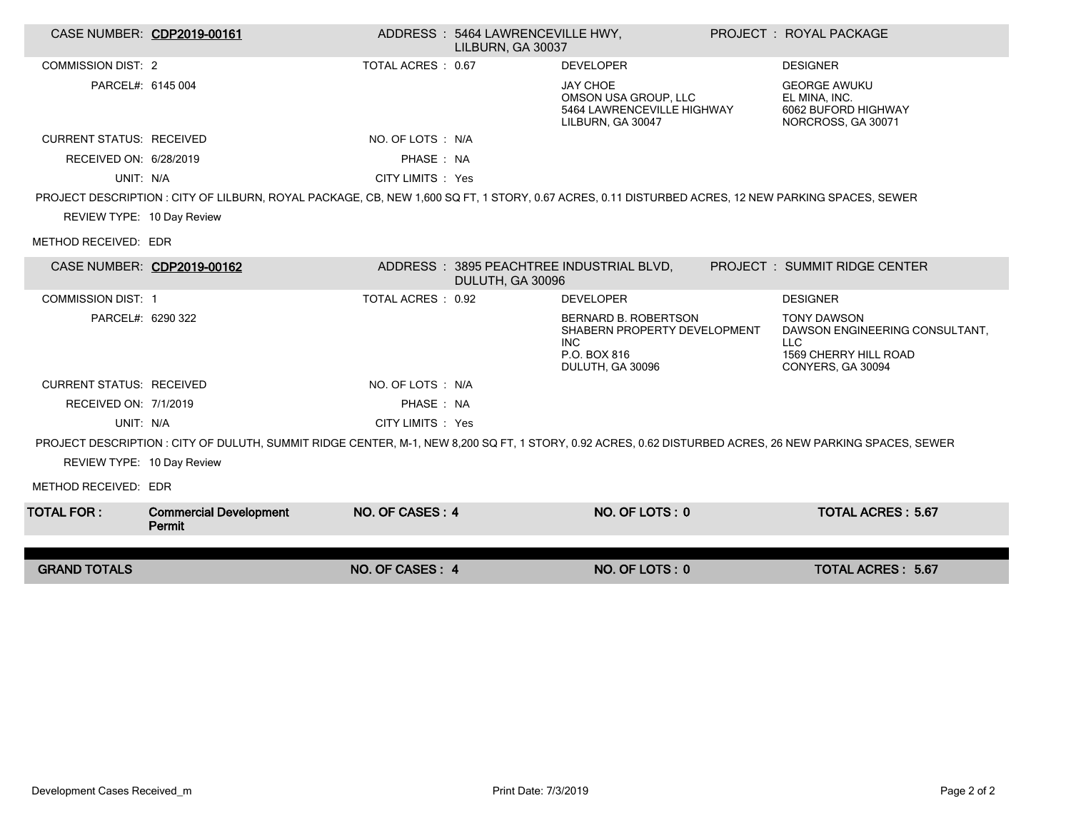**CASE NUMBER: CDP2019-00161** | ADDRESS : 5464 LAWRENCEVILLE HWY, LILBURN, GA 30037 | PROJECT : ROYAL PACKAGE

COMMISSION DIST: 2
PARCEL#: 6145 004
TOTAL ACRES : 0.67

**DEVELOPER**
JAY CHOE
OMSON USA GROUP, LLC
5464 LAWRENCEVILLE HIGHWAY
LILBURN, GA 30047

**DESIGNER**
GEORGE AWUKU
EL MINA, INC.
6062 BUFORD HIGHWAY
NORCROSS, GA 30071

CURRENT STATUS: RECEIVED
RECEIVED ON: 6/28/2019
UNIT: N/A
NO. OF LOTS : N/A
PHASE : NA
CITY LIMITS : Yes

PROJECT DESCRIPTION : CITY OF LILBURN, ROYAL PACKAGE, CB, NEW 1,600 SQ FT, 1 STORY, 0.67 ACRES, 0.11 DISTURBED ACRES, 12 NEW PARKING SPACES, SEWER

REVIEW TYPE: 10 Day Review

METHOD RECEIVED: EDR

**CASE NUMBER: CDP2019-00162** | ADDRESS : 3895 PEACHTREE INDUSTRIAL BLVD, DULUTH, GA 30096 | PROJECT : SUMMIT RIDGE CENTER

COMMISSION DIST: 1
PARCEL#: 6290 322
TOTAL ACRES : 0.92

**DEVELOPER**
BERNARD B. ROBERTSON
SHABERN PROPERTY DEVELOPMENT INC
P.O. BOX 816
DULUTH, GA 30096

**DESIGNER**
TONY DAWSON
DAWSON ENGINEERING CONSULTANT, LLC
1569 CHERRY HILL ROAD
CONYERS, GA 30094

CURRENT STATUS: RECEIVED
RECEIVED ON: 7/1/2019
UNIT: N/A
NO. OF LOTS : N/A
PHASE : NA
CITY LIMITS : Yes

PROJECT DESCRIPTION : CITY OF DULUTH, SUMMIT RIDGE CENTER, M-1, NEW 8,200 SQ FT, 1 STORY, 0.92 ACRES, 0.62 DISTURBED ACRES, 26 NEW PARKING SPACES, SEWER

REVIEW TYPE: 10 Day Review

METHOD RECEIVED: EDR

| | | | | |
|---|---|---|---|---|
| **TOTAL FOR :** | **Commercial Development Permit** | **NO. OF CASES : 4** | **NO. OF LOTS : 0** | **TOTAL ACRES : 5.67** |
| **GRAND TOTALS** | | **NO. OF CASES : 4** | **NO. OF LOTS : 0** | **TOTAL ACRES : 5.67** |